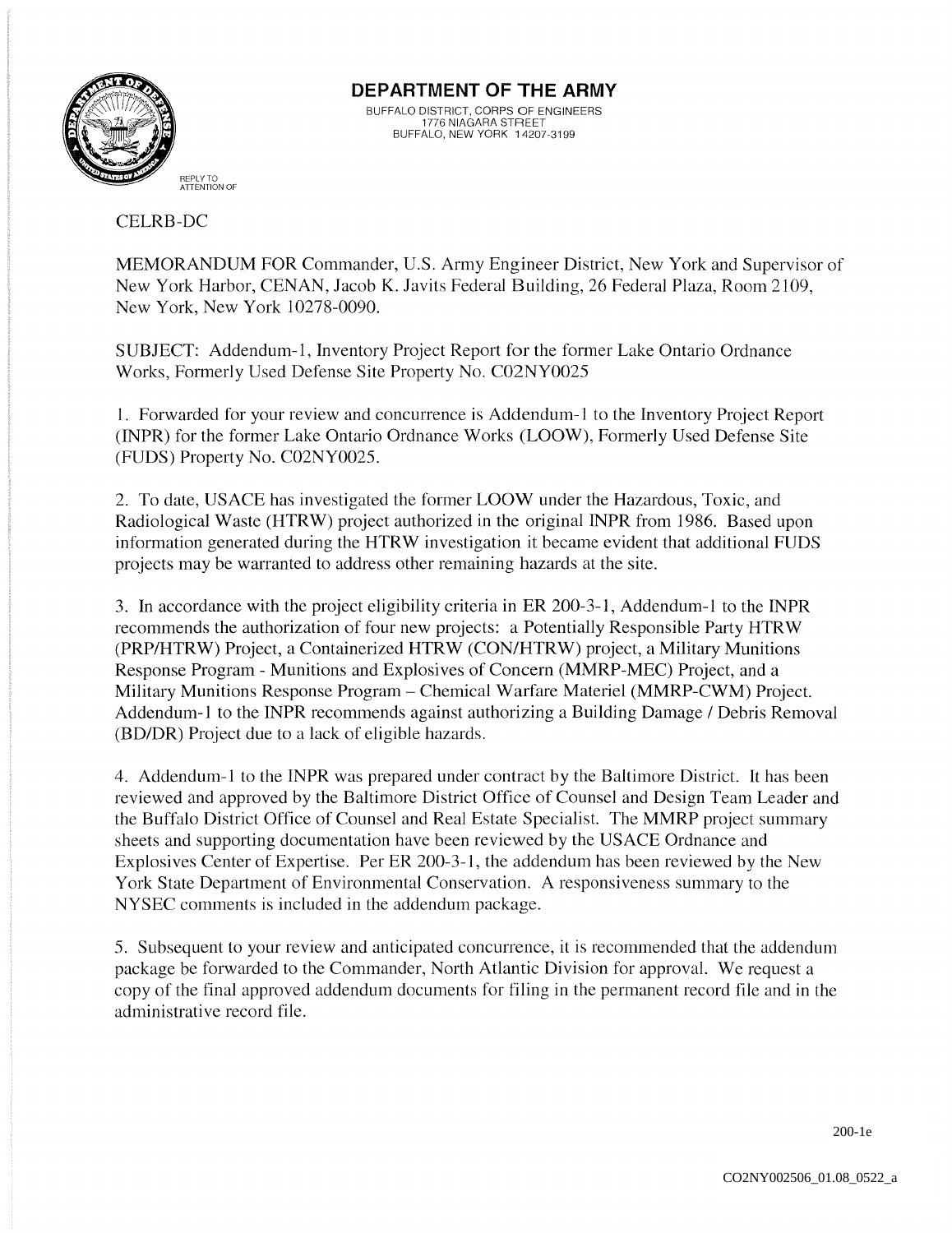# DEPARTMENT OF THE ARMY

BUFFALO DISTRICT, CORPS OF ENGINEERS
1776 NIAGARA STREET
BUFFALO, NEW YORK 14207-3199

REPLY TO
ATTENTION OF

CELRB-DC

MEMORANDUM FOR Commander, U.S. Army Engineer District, New York and Supervisor of New York Harbor, CENAN, Jacob K. Javits Federal Building, 26 Federal Plaza, Room 2109, New York, New York 10278-0090.

SUBJECT: Addendum-1, Inventory Project Report for the former Lake Ontario Ordnance Works, Formerly Used Defense Site Property No. C02NY0025

1. Forwarded for your review and concurrence is Addendum-1 to the Inventory Project Report (INPR) for the former Lake Ontario Ordnance Works (LOOW), Formerly Used Defense Site (FUDS) Property No. C02NY0025.

2. To date, USACE has investigated the former LOOW under the Hazardous, Toxic, and Radiological Waste (HTRW) project authorized in the original INPR from 1986. Based upon information generated during the HTRW investigation it became evident that additional FUDS projects may be warranted to address other remaining hazards at the site.

3. In accordance with the project eligibility criteria in ER 200-3-1, Addendum-1 to the INPR recommends the authorization of four new projects: a Potentially Responsible Party HTRW (PRP/HTRW) Project, a Containerized HTRW (CON/HTRW) project, a Military Munitions Response Program - Munitions and Explosives of Concern (MMRP-MEC) Project, and a Military Munitions Response Program – Chemical Warfare Materiel (MMRP-CWM) Project. Addendum-1 to the INPR recommends against authorizing a Building Damage / Debris Removal (BD/DR) Project due to a lack of eligible hazards.

4. Addendum-1 to the INPR was prepared under contract by the Baltimore District. It has been reviewed and approved by the Baltimore District Office of Counsel and Design Team Leader and the Buffalo District Office of Counsel and Real Estate Specialist. The MMRP project summary sheets and supporting documentation have been reviewed by the USACE Ordnance and Explosives Center of Expertise. Per ER 200-3-1, the addendum has been reviewed by the New York State Department of Environmental Conservation. A responsiveness summary to the NYSEC comments is included in the addendum package.

5. Subsequent to your review and anticipated concurrence, it is recommended that the addendum package be forwarded to the Commander, North Atlantic Division for approval. We request a copy of the final approved addendum documents for filing in the permanent record file and in the administrative record file.

200-1e

CO2NY002506_01.08_0522_a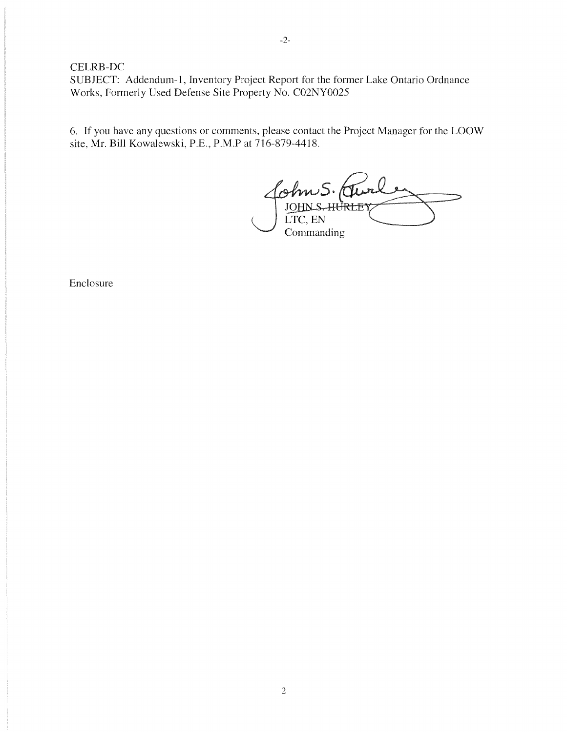CELRB-DC
SUBJECT: Addendum-1, Inventory Project Report for the former Lake Ontario Ordnance Works, Formerly Used Defense Site Property No. C02NY0025

6. If you have any questions or comments, please contact the Project Manager for the LOOW site, Mr. Bill Kowalewski, P.E., P.M.P at 716-879-4418.

JOHN S. HURLEY
LTC, EN
Commanding

Enclosure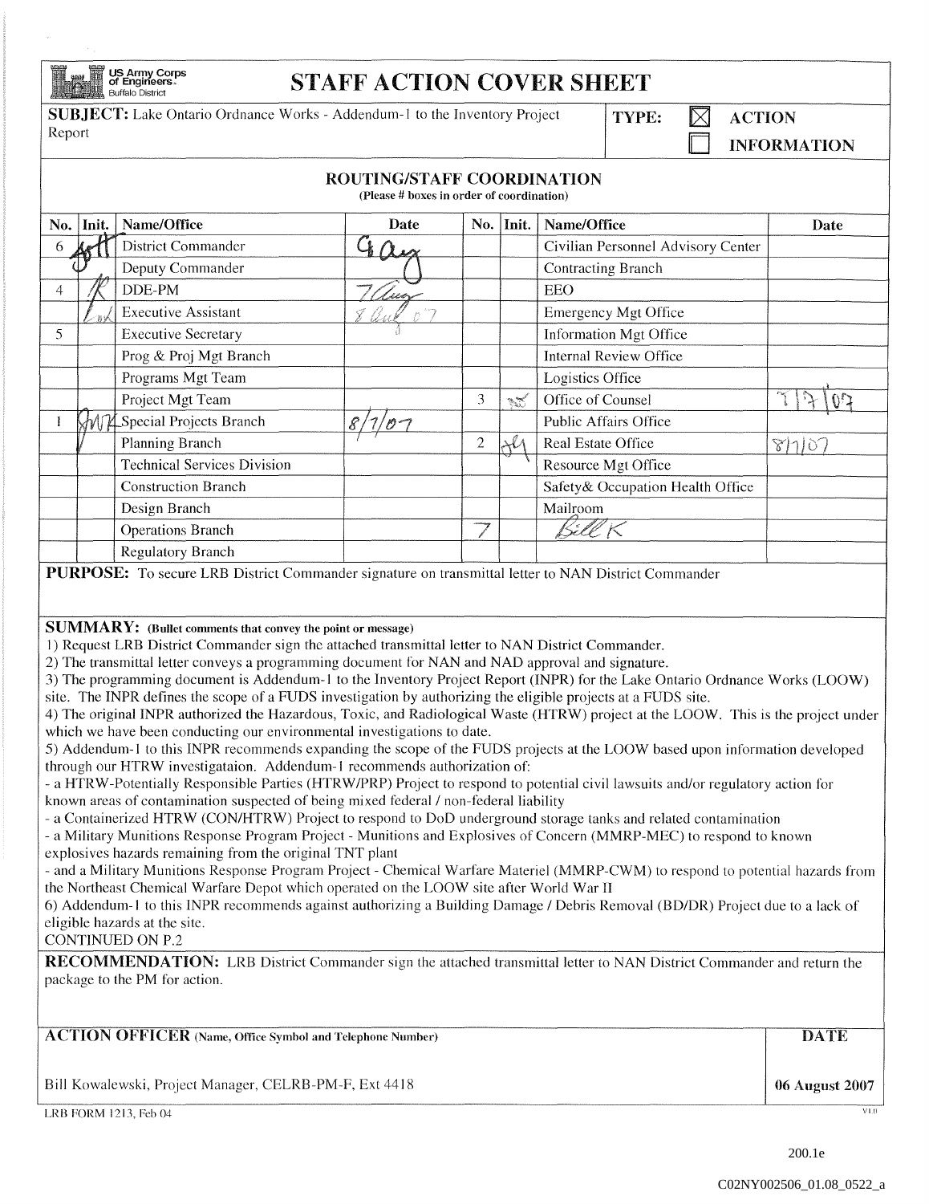US Army Corps of Engineers® Buffalo District

# STAFF ACTION COVER SHEET

**SUBJECT:** Lake Ontario Ordnance Works - Addendum-1 to the Inventory Project Report

**TYPE:** ☒ **ACTION** ☐ **INFORMATION**

## ROUTING/STAFF COORDINATION

(Please # boxes in order of coordination)

| No. | Init. | Name/Office | Date | No. | Init. | Name/Office | Date |
|---|---|---|---|---|---|---|---|
| 6 | [initials] | District Commander | 9 Aug | | | Civilian Personnel Advisory Center | |
| | | Deputy Commander | | | | Contracting Branch | |
| 4 | [initials] | DDE-PM | 7 Aug | | | EEO | |
| | [initials] | Executive Assistant | 8 Aug 07 | | | Emergency Mgt Office | |
| 5 | | Executive Secretary | | | | Information Mgt Office | |
| | | Prog & Proj Mgt Branch | | | | Internal Review Office | |
| | | Programs Mgt Team | | | | Logistics Office | |
| | | Project Mgt Team | | 3 | [initials] | Office of Counsel | 7/7/07 |
| 1 | [initials] | Special Projects Branch | 8/7/07 | | | Public Affairs Office | |
| | | Planning Branch | | 2 | [initials] | Real Estate Office | 8/7/07 |
| | | Technical Services Division | | | | Resource Mgt Office | |
| | | Construction Branch | | | | Safety& Occupation Health Office | |
| | | Design Branch | | | | Mailroom | |
| | | Operations Branch | | 7 | | Bill K | |
| | | Regulatory Branch | | | | | |

**PURPOSE:** To secure LRB District Commander signature on transmittal letter to NAN District Commander

**SUMMARY:** (Bullet comments that convey the point or message)

1) Request LRB District Commander sign the attached transmittal letter to NAN District Commander.

2) The transmittal letter conveys a programming document for NAN and NAD approval and signature.

3) The programming document is Addendum-1 to the Inventory Project Report (INPR) for the Lake Ontario Ordnance Works (LOOW) site. The INPR defines the scope of a FUDS investigation by authorizing the eligible projects at a FUDS site.

4) The original INPR authorized the Hazardous, Toxic, and Radiological Waste (HTRW) project at the LOOW. This is the project under which we have been conducting our environmental investigations to date.

5) Addendum-1 to this INPR recommends expanding the scope of the FUDS projects at the LOOW based upon information developed through our HTRW investigataion. Addendum-1 recommends authorization of:

- a HTRW-Potentially Responsible Parties (HTRW/PRP) Project to respond to potential civil lawsuits and/or regulatory action for known areas of contamination suspected of being mixed federal / non-federal liability
- a Containerized HTRW (CON/HTRW) Project to respond to DoD underground storage tanks and related contamination
- a Military Munitions Response Program Project - Munitions and Explosives of Concern (MMRP-MEC) to respond to known explosives hazards remaining from the original TNT plant
- and a Military Munitions Response Program Project - Chemical Warfare Materiel (MMRP-CWM) to respond to potential hazards from the Northeast Chemical Warfare Depot which operated on the LOOW site after World War II

6) Addendum-1 to this INPR recommends against authorizing a Building Damage / Debris Removal (BD/DR) Project due to a lack of eligible hazards at the site.

CONTINUED ON P.2

**RECOMMENDATION:** LRB District Commander sign the attached transmittal letter to NAN District Commander and return the package to the PM for action.

| ACTION OFFICER (Name, Office Symbol and Telephone Number) | DATE |
|---|---|
| Bill Kowalewski, Project Manager, CELRB-PM-F, Ext 4418 | 06 August 2007 |

LRB FORM 1213, Feb 04

200.1e

C02NY002506_01.08_0522_a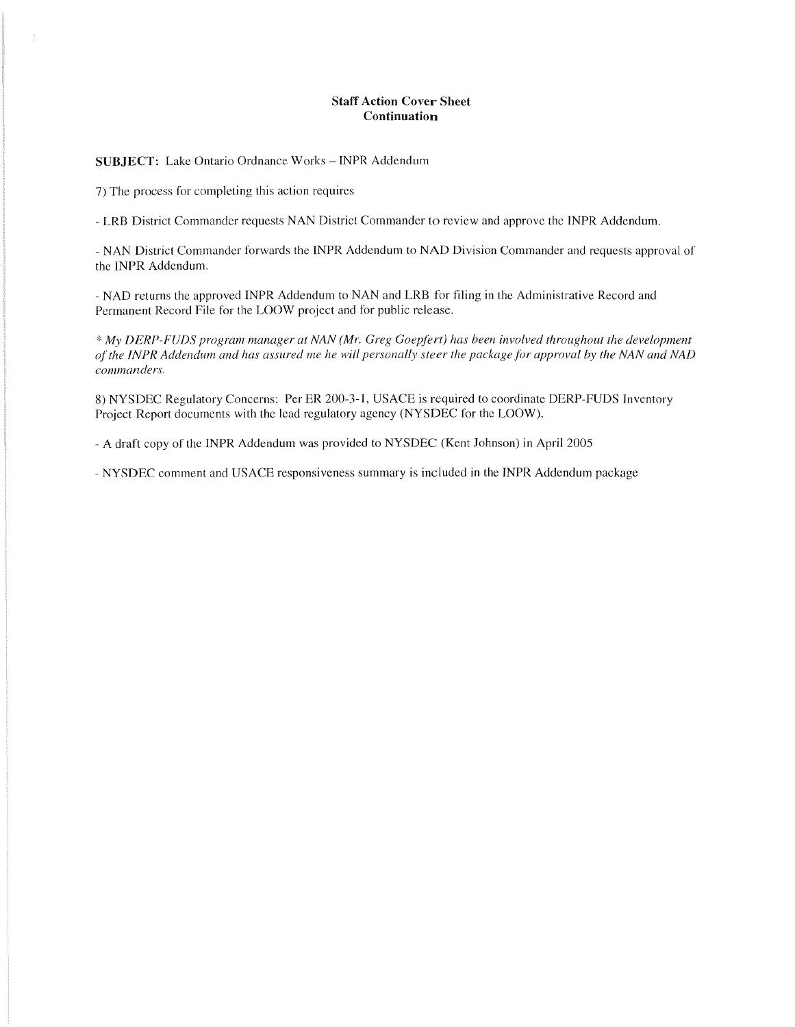**Staff Action Cover Sheet**
**Continuation**

**SUBJECT:** Lake Ontario Ordnance Works – INPR Addendum

7) The process for completing this action requires

- LRB District Commander requests NAN District Commander to review and approve the INPR Addendum.

- NAN District Commander forwards the INPR Addendum to NAD Division Commander and requests approval of the INPR Addendum.

- NAD returns the approved INPR Addendum to NAN and LRB for filing in the Administrative Record and Permanent Record File for the LOOW project and for public release.

*\* My DERP-FUDS program manager at NAN (Mr. Greg Goepfert) has been involved throughout the development of the INPR Addendum and has assured me he will personally steer the package for approval by the NAN and NAD commanders.*

8) NYSDEC Regulatory Concerns: Per ER 200-3-1, USACE is required to coordinate DERP-FUDS Inventory Project Report documents with the lead regulatory agency (NYSDEC for the LOOW).

- A draft copy of the INPR Addendum was provided to NYSDEC (Kent Johnson) in April 2005

- NYSDEC comment and USACE responsiveness summary is included in the INPR Addendum package